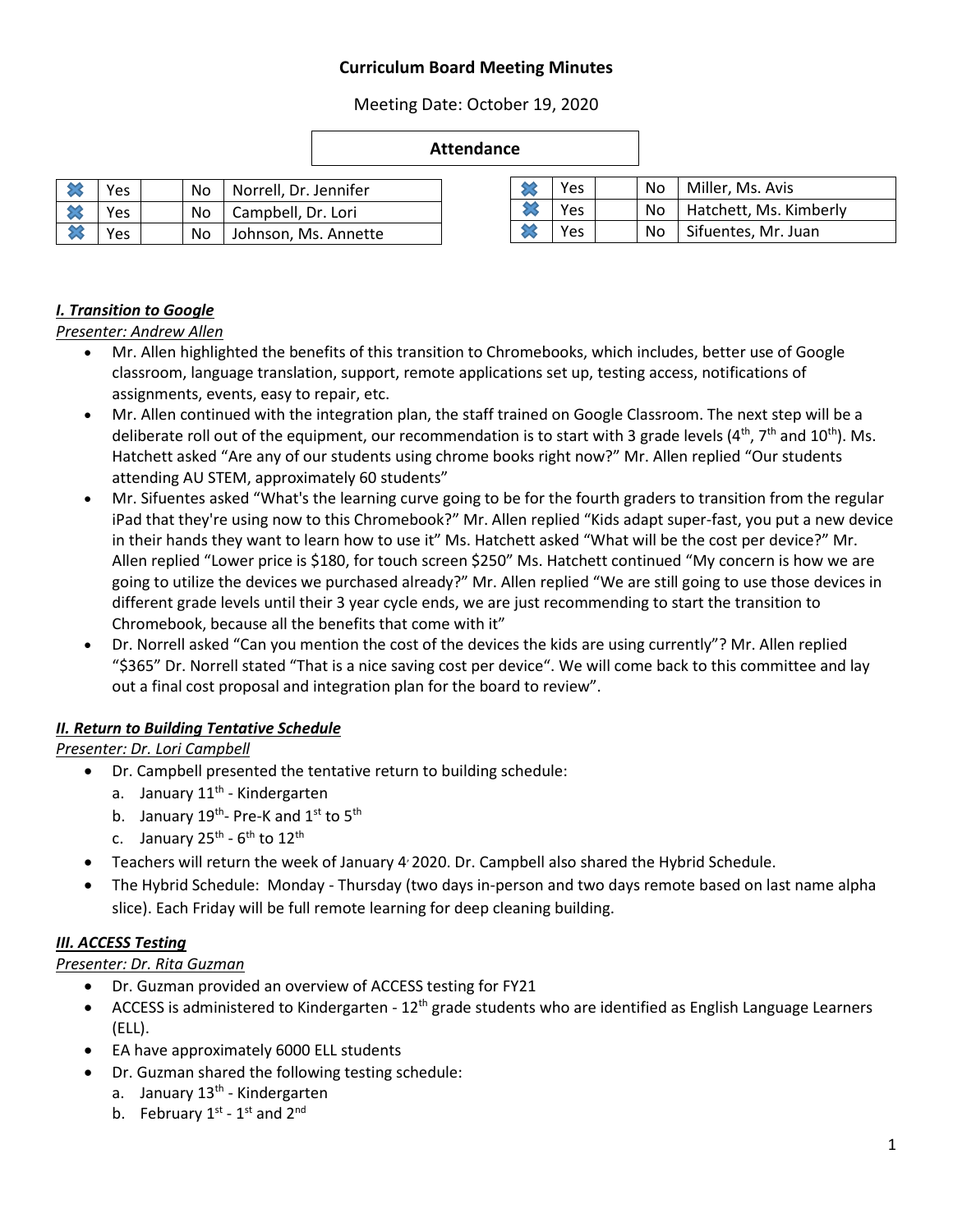# Curriculum Board Meeting Minutes

Meeting Date: October 19, 2020

**Attendance**

| | | | | |
|---|---|---|---|---|
| ✖ | Yes | | No | Norrell, Dr. Jennifer |
| ✖ | Yes | | No | Campbell, Dr. Lori |
| ✖ | Yes | | No | Johnson, Ms. Annette |
| ✖ | Yes | | No | Miller, Ms. Avis |
| ✖ | Yes | | No | Hatchett, Ms. Kimberly |
| ✖ | Yes | | No | Sifuentes, Mr. Juan |

### *I. Transition to Google*

*Presenter: Andrew Allen*

- Mr. Allen highlighted the benefits of this transition to Chromebooks, which includes, better use of Google classroom, language translation, support, remote applications set up, testing access, notifications of assignments, events, easy to repair, etc.
- Mr. Allen continued with the integration plan, the staff trained on Google Classroom. The next step will be a deliberate roll out of the equipment, our recommendation is to start with 3 grade levels (4th, 7th and 10th). Ms. Hatchett asked "Are any of our students using chrome books right now?" Mr. Allen replied "Our students attending AU STEM, approximately 60 students"
- Mr. Sifuentes asked "What's the learning curve going to be for the fourth graders to transition from the regular iPad that they're using now to this Chromebook?" Mr. Allen replied "Kids adapt super-fast, you put a new device in their hands they want to learn how to use it" Ms. Hatchett asked "What will be the cost per device?" Mr. Allen replied "Lower price is $180, for touch screen $250" Ms. Hatchett continued "My concern is how we are going to utilize the devices we purchased already?" Mr. Allen replied "We are still going to use those devices in different grade levels until their 3 year cycle ends, we are just recommending to start the transition to Chromebook, because all the benefits that come with it"
- Dr. Norrell asked "Can you mention the cost of the devices the kids are using currently"? Mr. Allen replied "$365" Dr. Norrell stated "That is a nice saving cost per device". We will come back to this committee and lay out a final cost proposal and integration plan for the board to review".

### *II. Return to Building Tentative Schedule*

*Presenter: Dr. Lori Campbell*

- Dr. Campbell presented the tentative return to building schedule:
  a. January 11th - Kindergarten
  b. January 19th- Pre-K and 1st to 5th
  c. January 25th - 6th to 12th
- Teachers will return the week of January 4, 2020. Dr. Campbell also shared the Hybrid Schedule.
- The Hybrid Schedule: Monday - Thursday (two days in-person and two days remote based on last name alpha slice). Each Friday will be full remote learning for deep cleaning building.

### *III. ACCESS Testing*

*Presenter: Dr. Rita Guzman*

- Dr. Guzman provided an overview of ACCESS testing for FY21
- ACCESS is administered to Kindergarten - 12th grade students who are identified as English Language Learners (ELL).
- EA have approximately 6000 ELL students
- Dr. Guzman shared the following testing schedule:
  a. January 13th - Kindergarten
  b. February 1st - 1st and 2nd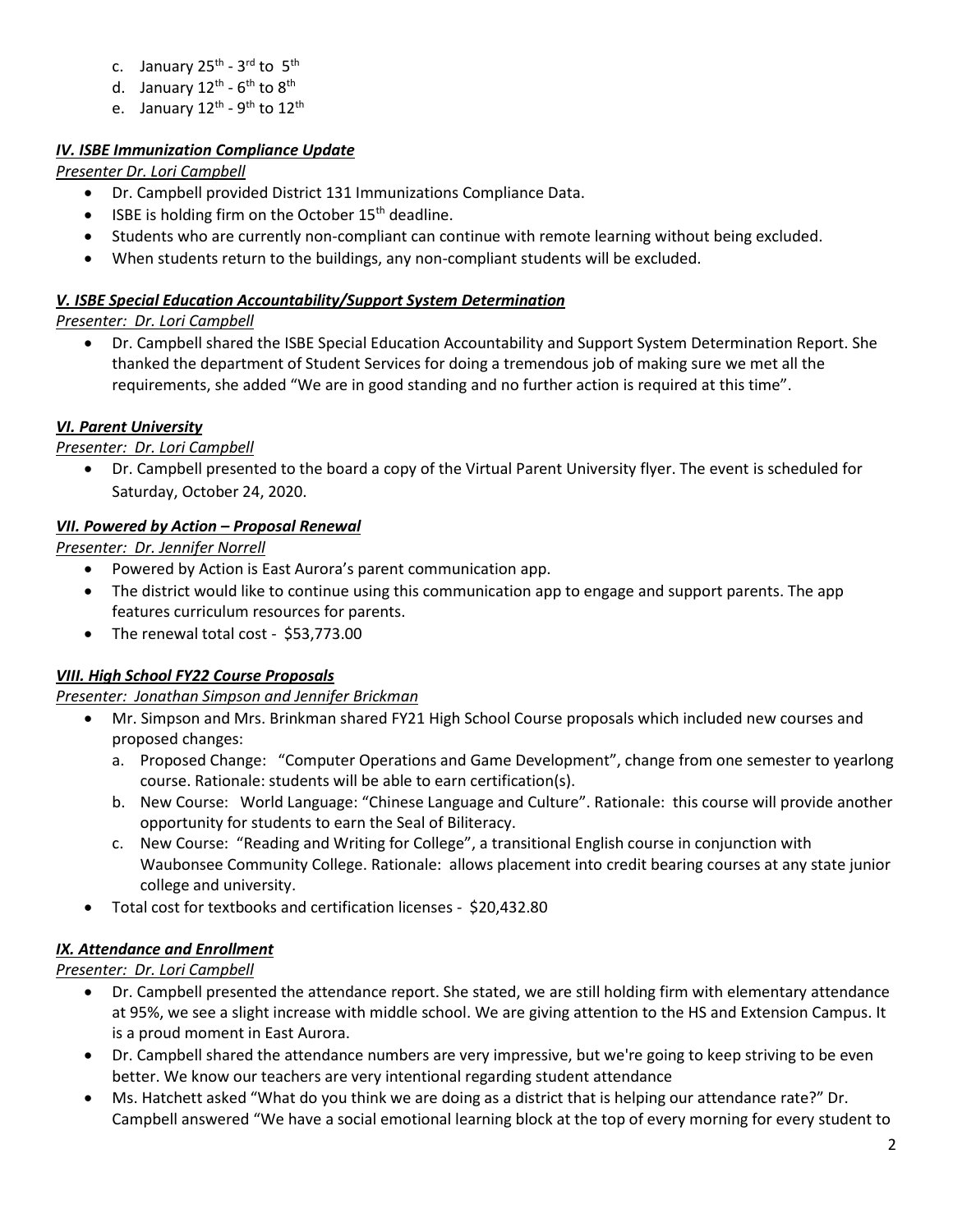c. January 25th - 3rd to 5th
d. January 12th - 6th to 8th
e. January 12th - 9th to 12th

### ***IV. ISBE Immunization Compliance Update***

*Presenter Dr. Lori Campbell*

- Dr. Campbell provided District 131 Immunizations Compliance Data.
- ISBE is holding firm on the October 15th deadline.
- Students who are currently non-compliant can continue with remote learning without being excluded.
- When students return to the buildings, any non-compliant students will be excluded.

### ***V. ISBE Special Education Accountability/Support System Determination***

*Presenter: Dr. Lori Campbell*

- Dr. Campbell shared the ISBE Special Education Accountability and Support System Determination Report. She thanked the department of Student Services for doing a tremendous job of making sure we met all the requirements, she added "We are in good standing and no further action is required at this time".

### ***VI. Parent University***

*Presenter: Dr. Lori Campbell*

- Dr. Campbell presented to the board a copy of the Virtual Parent University flyer. The event is scheduled for Saturday, October 24, 2020.

### ***VII. Powered by Action – Proposal Renewal***

*Presenter: Dr. Jennifer Norrell*

- Powered by Action is East Aurora's parent communication app.
- The district would like to continue using this communication app to engage and support parents. The app features curriculum resources for parents.
- The renewal total cost - $53,773.00

### ***VIII. High School FY22 Course Proposals***

*Presenter: Jonathan Simpson and Jennifer Brickman*

- Mr. Simpson and Mrs. Brinkman shared FY21 High School Course proposals which included new courses and proposed changes:
  a. Proposed Change: "Computer Operations and Game Development", change from one semester to yearlong course. Rationale: students will be able to earn certification(s).
  b. New Course: World Language: "Chinese Language and Culture". Rationale: this course will provide another opportunity for students to earn the Seal of Biliteracy.
  c. New Course: "Reading and Writing for College", a transitional English course in conjunction with Waubonsee Community College. Rationale: allows placement into credit bearing courses at any state junior college and university.
- Total cost for textbooks and certification licenses - $20,432.80

### ***IX. Attendance and Enrollment***

*Presenter: Dr. Lori Campbell*

- Dr. Campbell presented the attendance report. She stated, we are still holding firm with elementary attendance at 95%, we see a slight increase with middle school. We are giving attention to the HS and Extension Campus. It is a proud moment in East Aurora.
- Dr. Campbell shared the attendance numbers are very impressive, but we're going to keep striving to be even better. We know our teachers are very intentional regarding student attendance
- Ms. Hatchett asked "What do you think we are doing as a district that is helping our attendance rate?" Dr. Campbell answered "We have a social emotional learning block at the top of every morning for every student to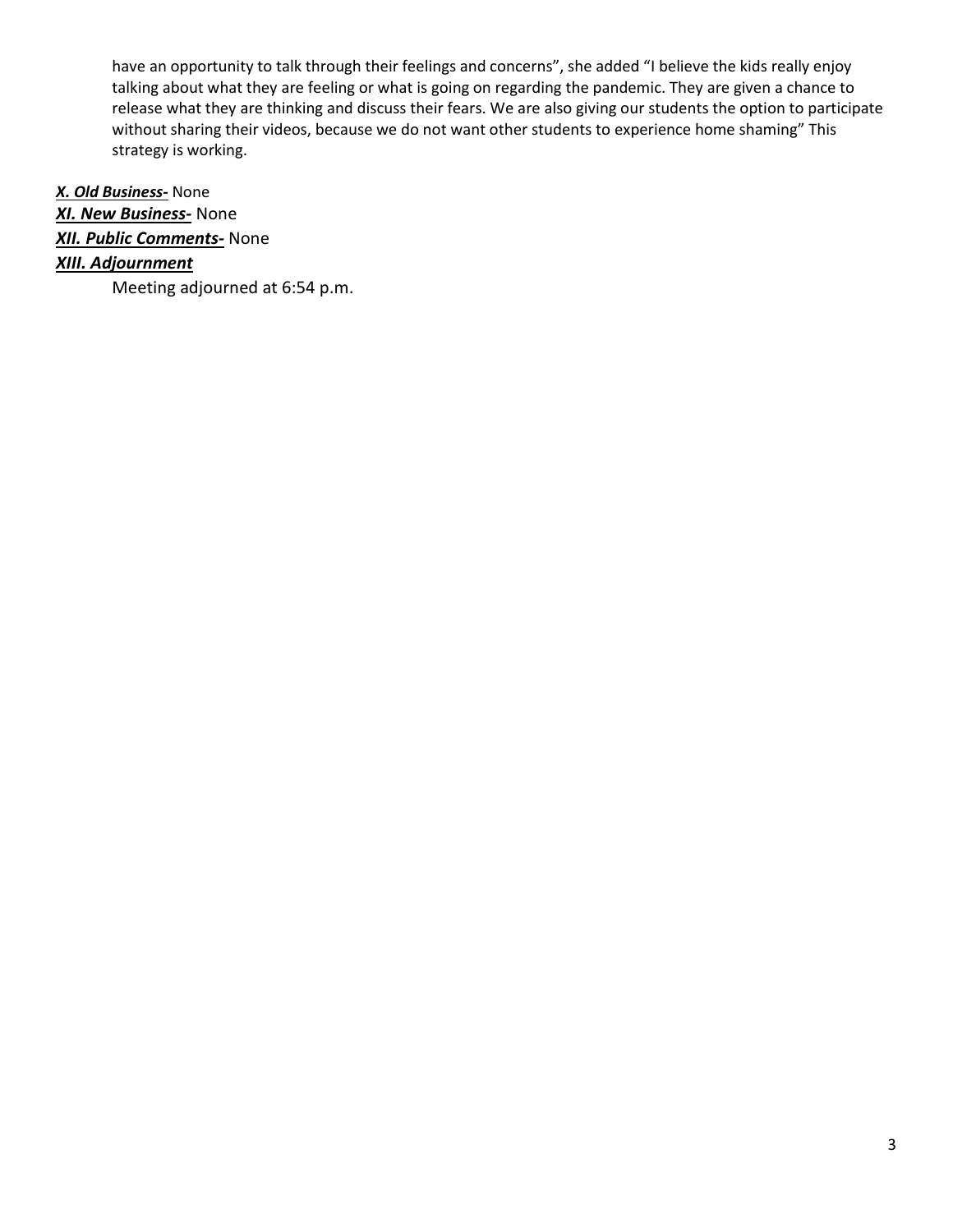have an opportunity to talk through their feelings and concerns", she added "I believe the kids really enjoy talking about what they are feeling or what is going on regarding the pandemic. They are given a chance to release what they are thinking and discuss their fears. We are also giving our students the option to participate without sharing their videos, because we do not want other students to experience home shaming" This strategy is working.

***X. Old Business-*** None

***XI. New Business-*** None

***XII. Public Comments-*** None

***XIII. Adjournment***

Meeting adjourned at 6:54 p.m.